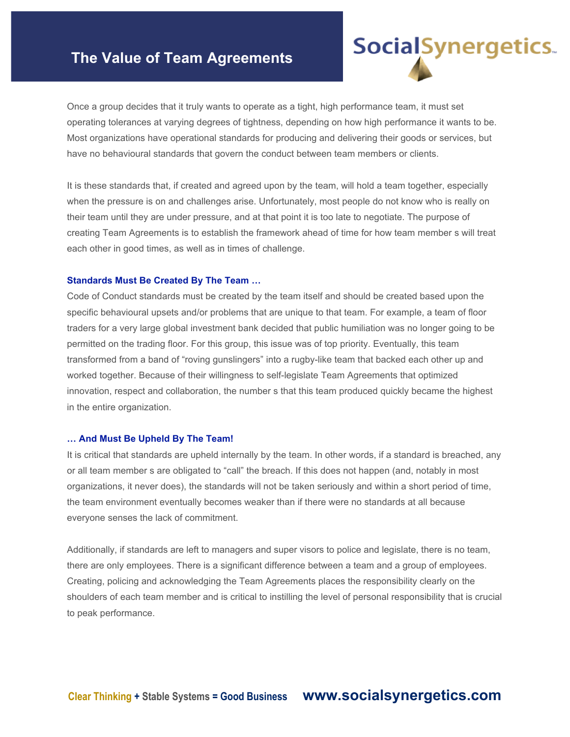# The Value of Team Agreements

Once a group decides that it truly wants to operate as a tight, high performance team, it must set operating tolerances at varying degrees of tightness, depending on how high performance it wants to be. Most organizations have operational standards for producing and delivering their goods or services, but have no behavioural standards that govern the conduct between team members or clients.

It is these standards that, if created and agreed upon by the team, will hold a team together, especially when the pressure is on and challenges arise. Unfortunately, most people do not know who is really on their team until they are under pressure, and at that point it is too late to negotiate. The purpose of creating Team Agreements is to establish the framework ahead of time for how team member s will treat each other in good times, as well as in times of challenge.

### Standards Must Be Created By The Team …

Code of Conduct standards must be created by the team itself and should be created based upon the specific behavioural upsets and/or problems that are unique to that team. For example, a team of floor traders for a very large global investment bank decided that public humiliation was no longer going to be permitted on the trading floor. For this group, this issue was of top priority. Eventually, this team transformed from a band of "roving gunslingers" into a rugby-like team that backed each other up and worked together. Because of their willingness to self-legislate Team Agreements that optimized innovation, respect and collaboration, the number s that this team produced quickly became the highest in the entire organization.

### … And Must Be Upheld By The Team!

It is critical that standards are upheld internally by the team. In other words, if a standard is breached, any or all team member s are obligated to "call" the breach. If this does not happen (and, notably in most organizations, it never does), the standards will not be taken seriously and within a short period of time, the team environment eventually becomes weaker than if there were no standards at all because everyone senses the lack of commitment.

Additionally, if standards are left to managers and super visors to police and legislate, there is no team, there are only employees. There is a significant difference between a team and a group of employees. Creating, policing and acknowledging the Team Agreements places the responsibility clearly on the shoulders of each team member and is critical to instilling the level of personal responsibility that is crucial to peak performance.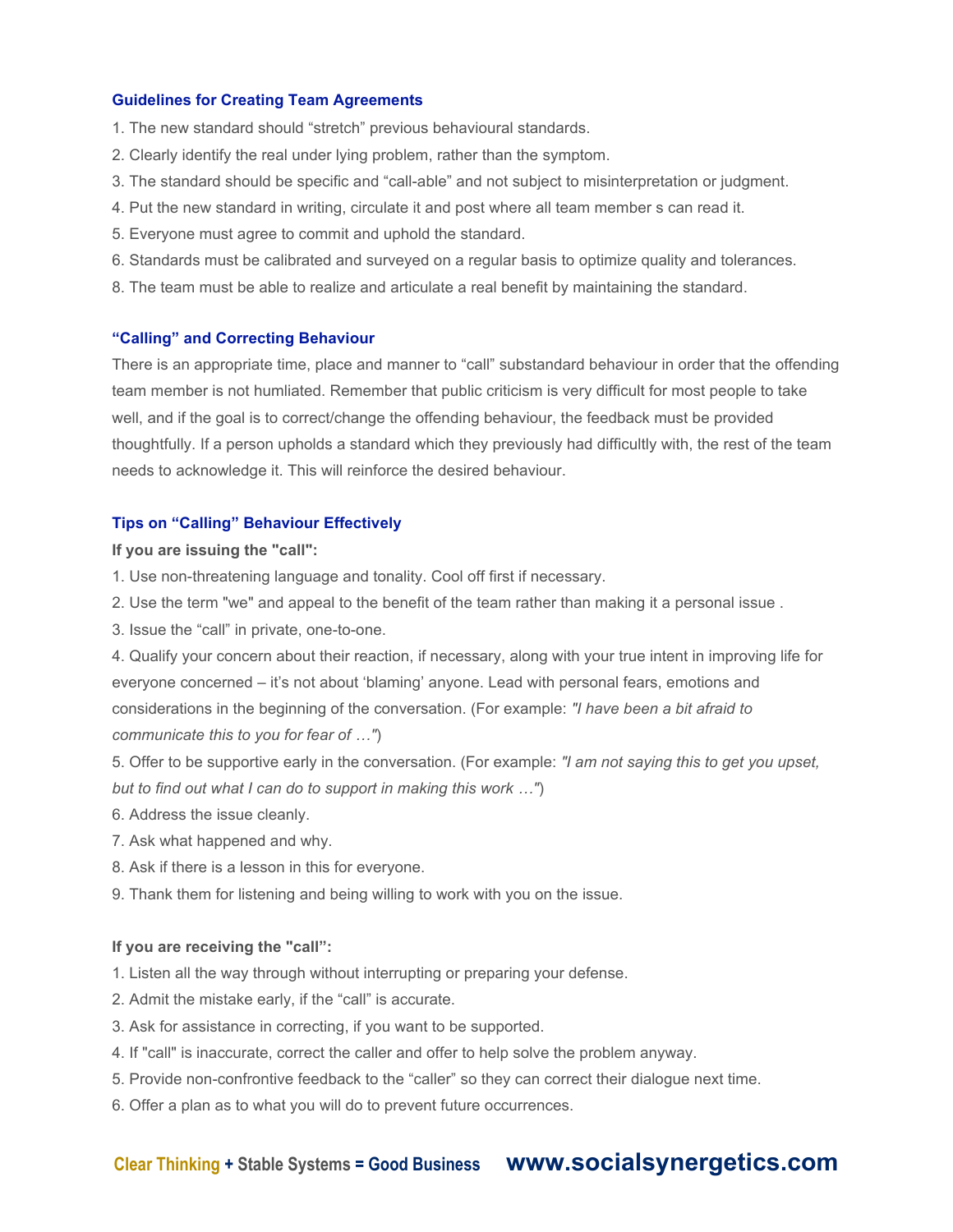### Guidelines for Creating Team Agreements

1. The new standard should "stretch" previous behavioural standards.
2. Clearly identify the real under lying problem, rather than the symptom.
3. The standard should be specific and "call-able" and not subject to misinterpretation or judgment.
4. Put the new standard in writing, circulate it and post where all team member s can read it.
5. Everyone must agree to commit and uphold the standard.
6. Standards must be calibrated and surveyed on a regular basis to optimize quality and tolerances.
8. The team must be able to realize and articulate a real benefit by maintaining the standard.

### "Calling" and Correcting Behaviour

There is an appropriate time, place and manner to "call" substandard behaviour in order that the offending team member is not humliated. Remember that public criticism is very difficult for most people to take well, and if the goal is to correct/change the offending behaviour, the feedback must be provided thoughtfully. If a person upholds a standard which they previously had difficultly with, the rest of the team needs to acknowledge it. This will reinforce the desired behaviour.

### Tips on "Calling" Behaviour Effectively

**If you are issuing the "call":**

1. Use non-threatening language and tonality. Cool off first if necessary.
2. Use the term "we" and appeal to the benefit of the team rather than making it a personal issue .
3. Issue the "call" in private, one-to-one.
4. Qualify your concern about their reaction, if necessary, along with your true intent in improving life for everyone concerned – it's not about 'blaming' anyone. Lead with personal fears, emotions and considerations in the beginning of the conversation. (For example: *"I have been a bit afraid to communicate this to you for fear of …"*)
5. Offer to be supportive early in the conversation. (For example: *"I am not saying this to get you upset, but to find out what I can do to support in making this work …"*)
6. Address the issue cleanly.
7. Ask what happened and why.
8. Ask if there is a lesson in this for everyone.
9. Thank them for listening and being willing to work with you on the issue.

**If you are receiving the "call":**

1. Listen all the way through without interrupting or preparing your defense.
2. Admit the mistake early, if the "call" is accurate.
3. Ask for assistance in correcting, if you want to be supported.
4. If "call" is inaccurate, correct the caller and offer to help solve the problem anyway.
5. Provide non-confrontive feedback to the "caller" so they can correct their dialogue next time.
6. Offer a plan as to what you will do to prevent future occurrences.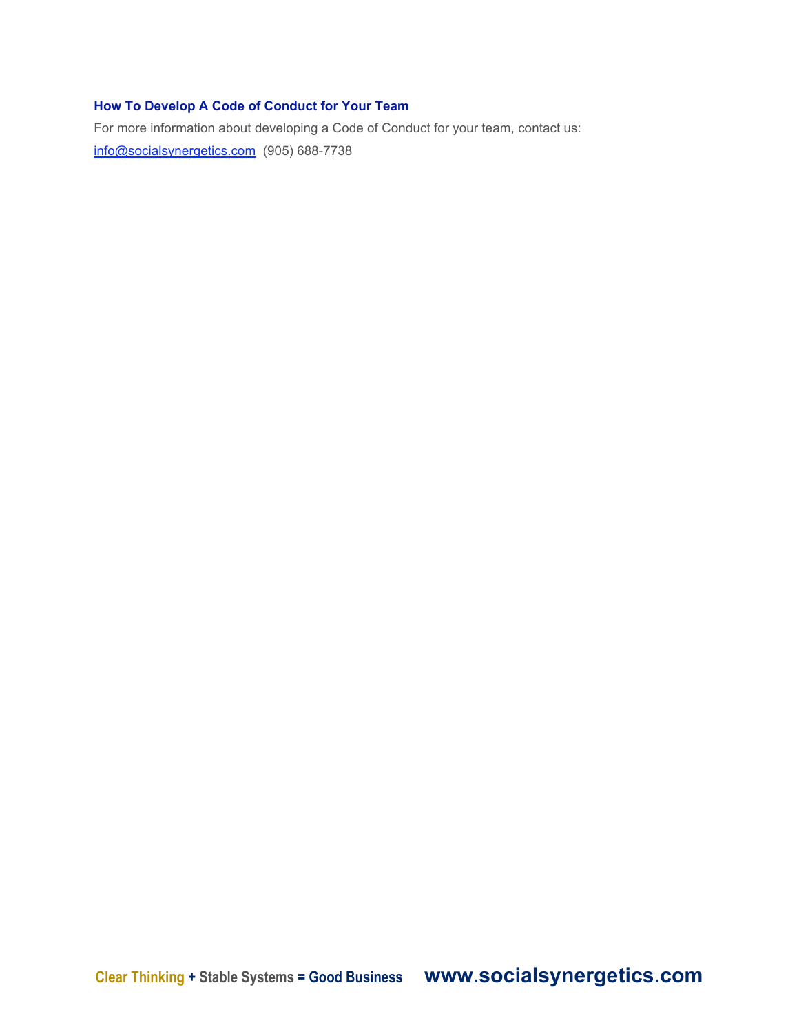### How To Develop A Code of Conduct for Your Team

For more information about developing a Code of Conduct for your team, contact us:

info@socialsynergetics.com (905) 688-7738